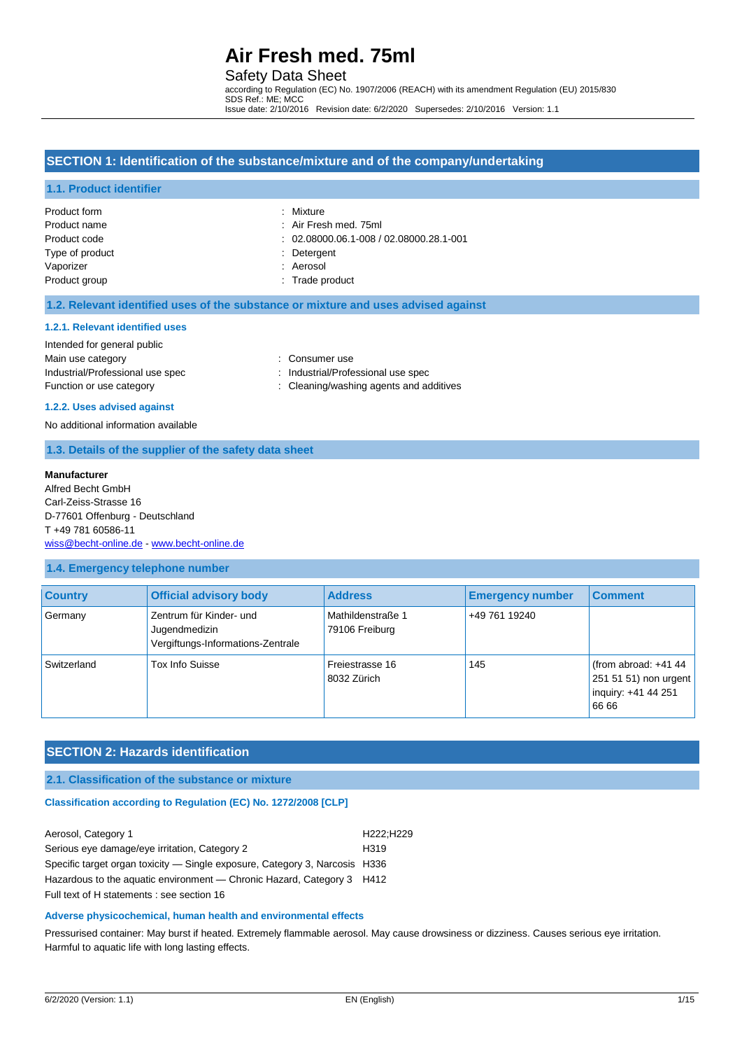# Air Fresh med. 75ml

Safety Data Sheet

according to Regulation (EC) No. 1907/2006 (REACH) with its amendment Regulation (EU) 2015/830
SDS Ref.: ME; MCC
Issue date: 2/10/2016 Revision date: 6/2/2020 Supersedes: 2/10/2016 Version: 1.1

## SECTION 1: Identification of the substance/mixture and of the company/undertaking

### 1.1. Product identifier

| | |
|---|---|
| Product form | : Mixture |
| Product name | : Air Fresh med. 75ml |
| Product code | : 02.08000.06.1-008 / 02.08000.28.1-001 |
| Type of product | : Detergent |
| Vaporizer | : Aerosol |
| Product group | : Trade product |

### 1.2. Relevant identified uses of the substance or mixture and uses advised against

#### 1.2.1. Relevant identified uses

Intended for general public

| | |
|---|---|
| Main use category | : Consumer use |
| Industrial/Professional use spec | : Industrial/Professional use spec |
| Function or use category | : Cleaning/washing agents and additives |

#### 1.2.2. Uses advised against

No additional information available

### 1.3. Details of the supplier of the safety data sheet

**Manufacturer**
Alfred Becht GmbH
Carl-Zeiss-Strasse 16
D-77601 Offenburg - Deutschland
T +49 781 60586-11
wiss@becht-online.de - www.becht-online.de

### 1.4. Emergency telephone number

| Country | Official advisory body | Address | Emergency number | Comment |
|---|---|---|---|---|
| Germany | Zentrum für Kinder- und Jugendmedizin Vergiftungs-Informations-Zentrale | Mathildenstraße 1 79106 Freiburg | +49 761 19240 | |
| Switzerland | Tox Info Suisse | Freiestrasse 16 8032 Zürich | 145 | (from abroad: +41 44 251 51 51) non urgent inquiry: +41 44 251 66 66 |

## SECTION 2: Hazards identification

### 2.1. Classification of the substance or mixture

#### Classification according to Regulation (EC) No. 1272/2008 [CLP]

| | |
|---|---|
| Aerosol, Category 1 | H222;H229 |
| Serious eye damage/eye irritation, Category 2 | H319 |
| Specific target organ toxicity — Single exposure, Category 3, Narcosis | H336 |
| Hazardous to the aquatic environment — Chronic Hazard, Category 3 | H412 |

Full text of H statements : see section 16

#### Adverse physicochemical, human health and environmental effects

Pressurised container: May burst if heated. Extremely flammable aerosol. May cause drowsiness or dizziness. Causes serious eye irritation. Harmful to aquatic life with long lasting effects.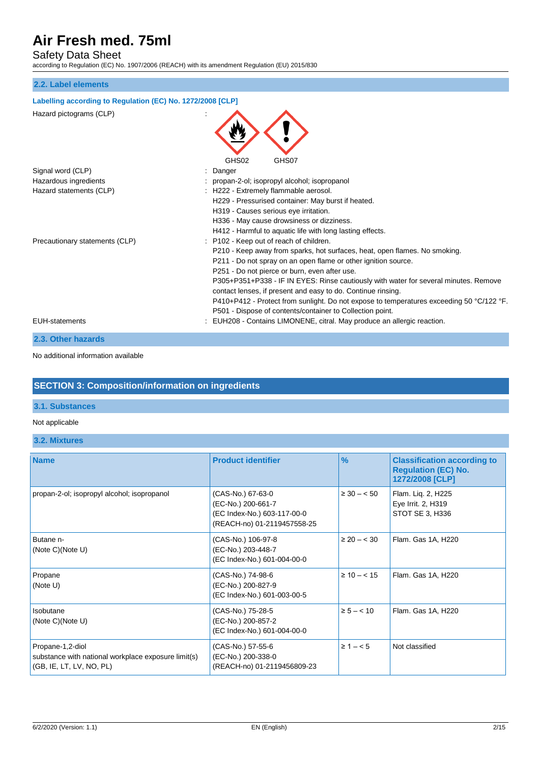# Air Fresh med. 75ml

Safety Data Sheet

according to Regulation (EC) No. 1907/2006 (REACH) with its amendment Regulation (EU) 2015/830

## 2.2. Label elements

**Labelling according to Regulation (EC) No. 1272/2008 [CLP]**

| | | |
|---|---|---|
| Hazard pictograms (CLP) | : | GHS02 GHS07 |
| Signal word (CLP) | : | Danger |
| Hazardous ingredients | : | propan-2-ol; isopropyl alcohol; isopropanol |
| Hazard statements (CLP) | : | H222 - Extremely flammable aerosol.<br>H229 - Pressurised container: May burst if heated.<br>H319 - Causes serious eye irritation.<br>H336 - May cause drowsiness or dizziness.<br>H412 - Harmful to aquatic life with long lasting effects. |
| Precautionary statements (CLP) | : | P102 - Keep out of reach of children.<br>P210 - Keep away from sparks, hot surfaces, heat, open flames. No smoking.<br>P211 - Do not spray on an open flame or other ignition source.<br>P251 - Do not pierce or burn, even after use.<br>P305+P351+P338 - IF IN EYES: Rinse cautiously with water for several minutes. Remove contact lenses, if present and easy to do. Continue rinsing.<br>P410+P412 - Protect from sunlight. Do not expose to temperatures exceeding 50 °C/122 °F.<br>P501 - Dispose of contents/container to Collection point. |
| EUH-statements | : | EUH208 - Contains LIMONENE, citral. May produce an allergic reaction. |

## 2.3. Other hazards

No additional information available

# SECTION 3: Composition/information on ingredients

## 3.1. Substances

Not applicable

## 3.2. Mixtures

| Name | Product identifier | % | Classification according to Regulation (EC) No. 1272/2008 [CLP] |
|---|---|---|---|
| propan-2-ol; isopropyl alcohol; isopropanol | (CAS-No.) 67-63-0<br>(EC-No.) 200-661-7<br>(EC Index-No.) 603-117-00-0<br>(REACH-no) 01-2119457558-25 | ≥ 30 – < 50 | Flam. Liq. 2, H225<br>Eye Irrit. 2, H319<br>STOT SE 3, H336 |
| Butane n-<br>(Note C)(Note U) | (CAS-No.) 106-97-8<br>(EC-No.) 203-448-7<br>(EC Index-No.) 601-004-00-0 | ≥ 20 – < 30 | Flam. Gas 1A, H220 |
| Propane<br>(Note U) | (CAS-No.) 74-98-6<br>(EC-No.) 200-827-9<br>(EC Index-No.) 601-003-00-5 | ≥ 10 – < 15 | Flam. Gas 1A, H220 |
| Isobutane<br>(Note C)(Note U) | (CAS-No.) 75-28-5<br>(EC-No.) 200-857-2<br>(EC Index-No.) 601-004-00-0 | ≥ 5 – < 10 | Flam. Gas 1A, H220 |
| Propane-1,2-diol<br>substance with national workplace exposure limit(s) (GB, IE, LT, LV, NO, PL) | (CAS-No.) 57-55-6<br>(EC-No.) 200-338-0<br>(REACH-no) 01-2119456809-23 | ≥ 1 – < 5 | Not classified |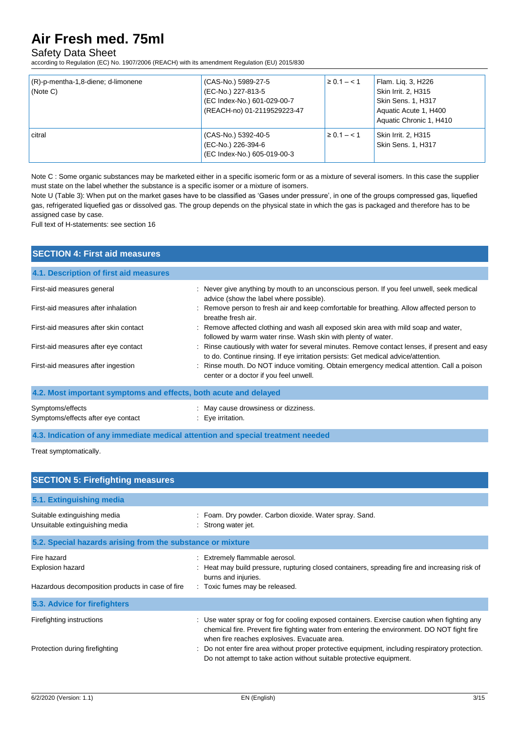| (R)-p-mentha-1,8-diene; d-limonene (Note C) | (CAS-No.) 5989-27-5<br>(EC-No.) 227-813-5<br>(EC Index-No.) 601-029-00-7<br>(REACH-no) 01-2119529223-47 | ≥ 0.1 – < 1 | Flam. Liq. 3, H226<br>Skin Irrit. 2, H315<br>Skin Sens. 1, H317<br>Aquatic Acute 1, H400<br>Aquatic Chronic 1, H410 |
|---|---|---|---|
| citral | (CAS-No.) 5392-40-5<br>(EC-No.) 226-394-6<br>(EC Index-No.) 605-019-00-3 | ≥ 0.1 – < 1 | Skin Irrit. 2, H315<br>Skin Sens. 1, H317 |

Note C : Some organic substances may be marketed either in a specific isomeric form or as a mixture of several isomers. In this case the supplier must state on the label whether the substance is a specific isomer or a mixture of isomers.
Note U (Table 3): When put on the market gases have to be classified as 'Gases under pressure', in one of the groups compressed gas, liquefied gas, refrigerated liquefied gas or dissolved gas. The group depends on the physical state in which the gas is packaged and therefore has to be assigned case by case.
Full text of H-statements: see section 16

## SECTION 4: First aid measures

### 4.1. Description of first aid measures

| | |
|---|---|
| First-aid measures general | : Never give anything by mouth to an unconscious person. If you feel unwell, seek medical advice (show the label where possible). |
| First-aid measures after inhalation | : Remove person to fresh air and keep comfortable for breathing. Allow affected person to breathe fresh air. |
| First-aid measures after skin contact | : Remove affected clothing and wash all exposed skin area with mild soap and water, followed by warm water rinse. Wash skin with plenty of water. |
| First-aid measures after eye contact | : Rinse cautiously with water for several minutes. Remove contact lenses, if present and easy to do. Continue rinsing. If eye irritation persists: Get medical advice/attention. |
| First-aid measures after ingestion | : Rinse mouth. Do NOT induce vomiting. Obtain emergency medical attention. Call a poison center or a doctor if you feel unwell. |

### 4.2. Most important symptoms and effects, both acute and delayed

| | |
|---|---|
| Symptoms/effects | : May cause drowsiness or dizziness. |
| Symptoms/effects after eye contact | : Eye irritation. |

### 4.3. Indication of any immediate medical attention and special treatment needed

Treat symptomatically.

## SECTION 5: Firefighting measures

### 5.1. Extinguishing media

| | |
|---|---|
| Suitable extinguishing media | : Foam. Dry powder. Carbon dioxide. Water spray. Sand. |
| Unsuitable extinguishing media | : Strong water jet. |

### 5.2. Special hazards arising from the substance or mixture

| | |
|---|---|
| Fire hazard | : Extremely flammable aerosol. |
| Explosion hazard | : Heat may build pressure, rupturing closed containers, spreading fire and increasing risk of burns and injuries. |
| Hazardous decomposition products in case of fire | : Toxic fumes may be released. |

### 5.3. Advice for firefighters

| | |
|---|---|
| Firefighting instructions | : Use water spray or fog for cooling exposed containers. Exercise caution when fighting any chemical fire. Prevent fire fighting water from entering the environment. DO NOT fight fire when fire reaches explosives. Evacuate area. |
| Protection during firefighting | : Do not enter fire area without proper protective equipment, including respiratory protection. Do not attempt to take action without suitable protective equipment. |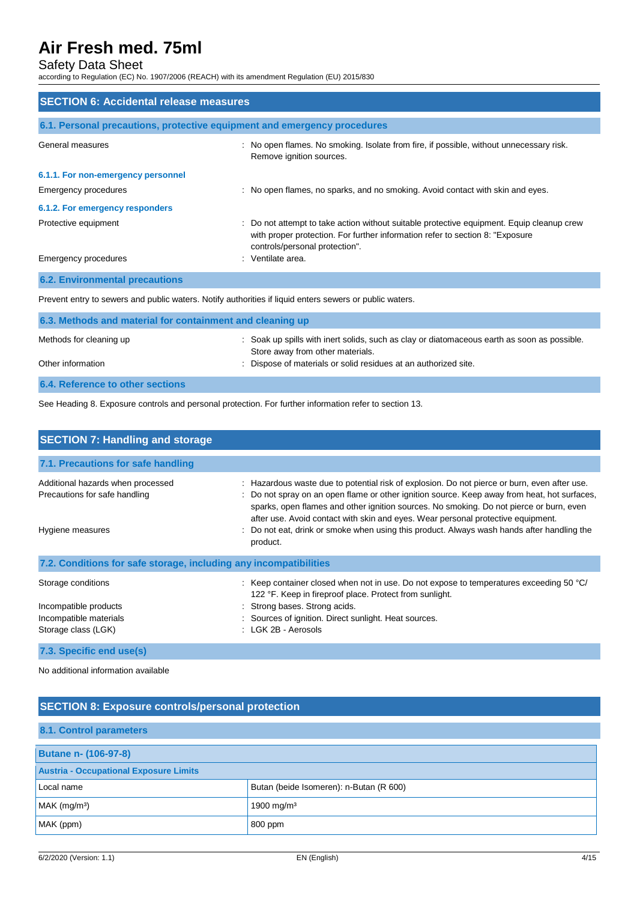## SECTION 6: Accidental release measures

### 6.1. Personal precautions, protective equipment and emergency procedures

General measures : No open flames. No smoking. Isolate from fire, if possible, without unnecessary risk. Remove ignition sources.

#### 6.1.1. For non-emergency personnel

Emergency procedures : No open flames, no sparks, and no smoking. Avoid contact with skin and eyes.

#### 6.1.2. For emergency responders

Protective equipment : Do not attempt to take action without suitable protective equipment. Equip cleanup crew with proper protection. For further information refer to section 8: "Exposure controls/personal protection".

Emergency procedures : Ventilate area.

### 6.2. Environmental precautions

Prevent entry to sewers and public waters. Notify authorities if liquid enters sewers or public waters.

### 6.3. Methods and material for containment and cleaning up

Methods for cleaning up : Soak up spills with inert solids, such as clay or diatomaceous earth as soon as possible. Store away from other materials.

Other information : Dispose of materials or solid residues at an authorized site.

### 6.4. Reference to other sections

See Heading 8. Exposure controls and personal protection. For further information refer to section 13.

## SECTION 7: Handling and storage

### 7.1. Precautions for safe handling

Additional hazards when processed : Hazardous waste due to potential risk of explosion. Do not pierce or burn, even after use.

Precautions for safe handling : Do not spray on an open flame or other ignition source. Keep away from heat, hot surfaces, sparks, open flames and other ignition sources. No smoking. Do not pierce or burn, even after use. Avoid contact with skin and eyes. Wear personal protective equipment.

Hygiene measures : Do not eat, drink or smoke when using this product. Always wash hands after handling the product.

### 7.2. Conditions for safe storage, including any incompatibilities

Storage conditions : Keep container closed when not in use. Do not expose to temperatures exceeding 50 °C/ 122 °F. Keep in fireproof place. Protect from sunlight.

Incompatible products : Strong bases. Strong acids.

Incompatible materials : Sources of ignition. Direct sunlight. Heat sources.

Storage class (LGK) : LGK 2B - Aerosols

### 7.3. Specific end use(s)

No additional information available

## SECTION 8: Exposure controls/personal protection

### 8.1. Control parameters

| Butane n- (106-97-8) | |
|---|---|
| **Austria - Occupational Exposure Limits** | |
| Local name | Butan (beide Isomeren): n-Butan (R 600) |
| MAK (mg/m³) | 1900 mg/m³ |
| MAK (ppm) | 800 ppm |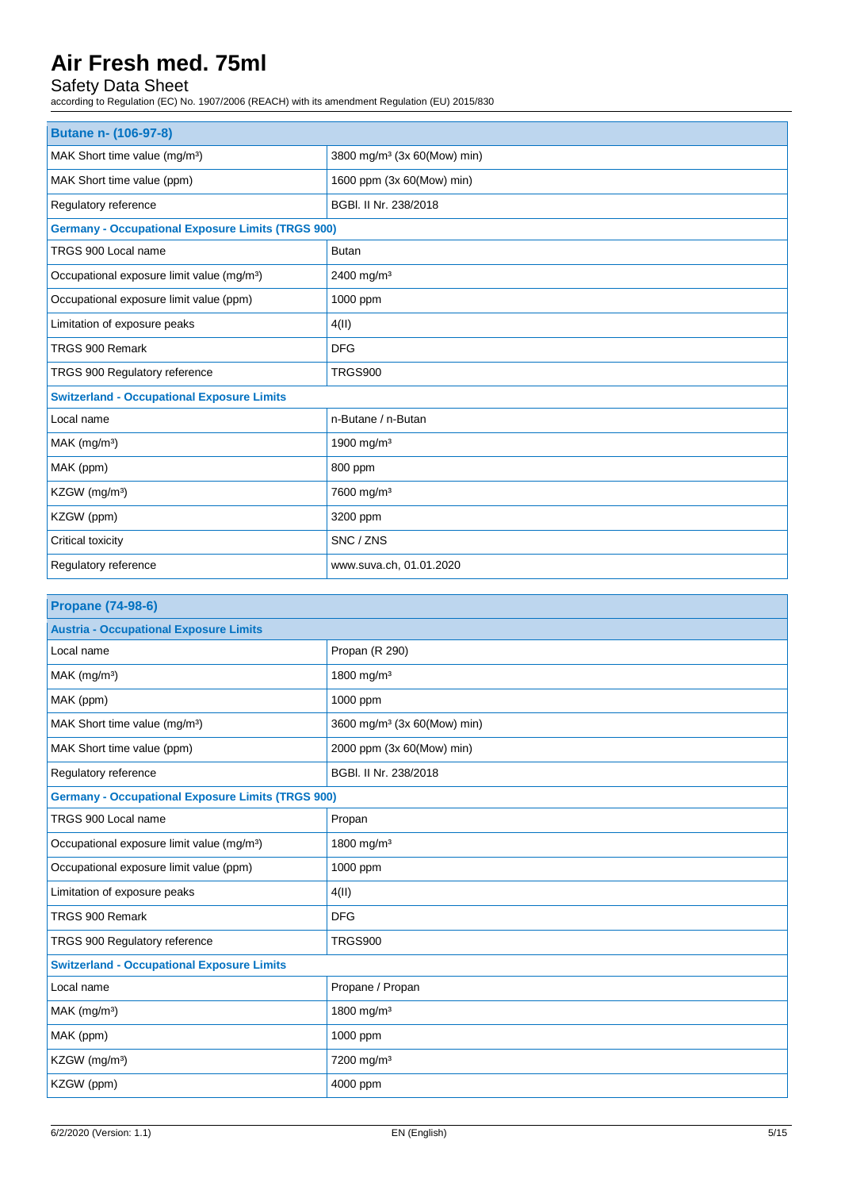| Butane n- (106-97-8) | |
|---|---|
| MAK Short time value (mg/m³) | 3800 mg/m³ (3x 60(Mow) min) |
| MAK Short time value (ppm) | 1600 ppm (3x 60(Mow) min) |
| Regulatory reference | BGBl. II Nr. 238/2018 |
| **Germany - Occupational Exposure Limits (TRGS 900)** | |
| TRGS 900 Local name | Butan |
| Occupational exposure limit value (mg/m³) | 2400 mg/m³ |
| Occupational exposure limit value (ppm) | 1000 ppm |
| Limitation of exposure peaks | 4(II) |
| TRGS 900 Remark | DFG |
| TRGS 900 Regulatory reference | TRGS900 |
| **Switzerland - Occupational Exposure Limits** | |
| Local name | n-Butane / n-Butan |
| MAK (mg/m³) | 1900 mg/m³ |
| MAK (ppm) | 800 ppm |
| KZGW (mg/m³) | 7600 mg/m³ |
| KZGW (ppm) | 3200 ppm |
| Critical toxicity | SNC / ZNS |
| Regulatory reference | www.suva.ch, 01.01.2020 |

| Propane (74-98-6) | |
|---|---|
| **Austria - Occupational Exposure Limits** | |
| Local name | Propan (R 290) |
| MAK (mg/m³) | 1800 mg/m³ |
| MAK (ppm) | 1000 ppm |
| MAK Short time value (mg/m³) | 3600 mg/m³ (3x 60(Mow) min) |
| MAK Short time value (ppm) | 2000 ppm (3x 60(Mow) min) |
| Regulatory reference | BGBl. II Nr. 238/2018 |
| **Germany - Occupational Exposure Limits (TRGS 900)** | |
| TRGS 900 Local name | Propan |
| Occupational exposure limit value (mg/m³) | 1800 mg/m³ |
| Occupational exposure limit value (ppm) | 1000 ppm |
| Limitation of exposure peaks | 4(II) |
| TRGS 900 Remark | DFG |
| TRGS 900 Regulatory reference | TRGS900 |
| **Switzerland - Occupational Exposure Limits** | |
| Local name | Propane / Propan |
| MAK (mg/m³) | 1800 mg/m³ |
| MAK (ppm) | 1000 ppm |
| KZGW (mg/m³) | 7200 mg/m³ |
| KZGW (ppm) | 4000 ppm |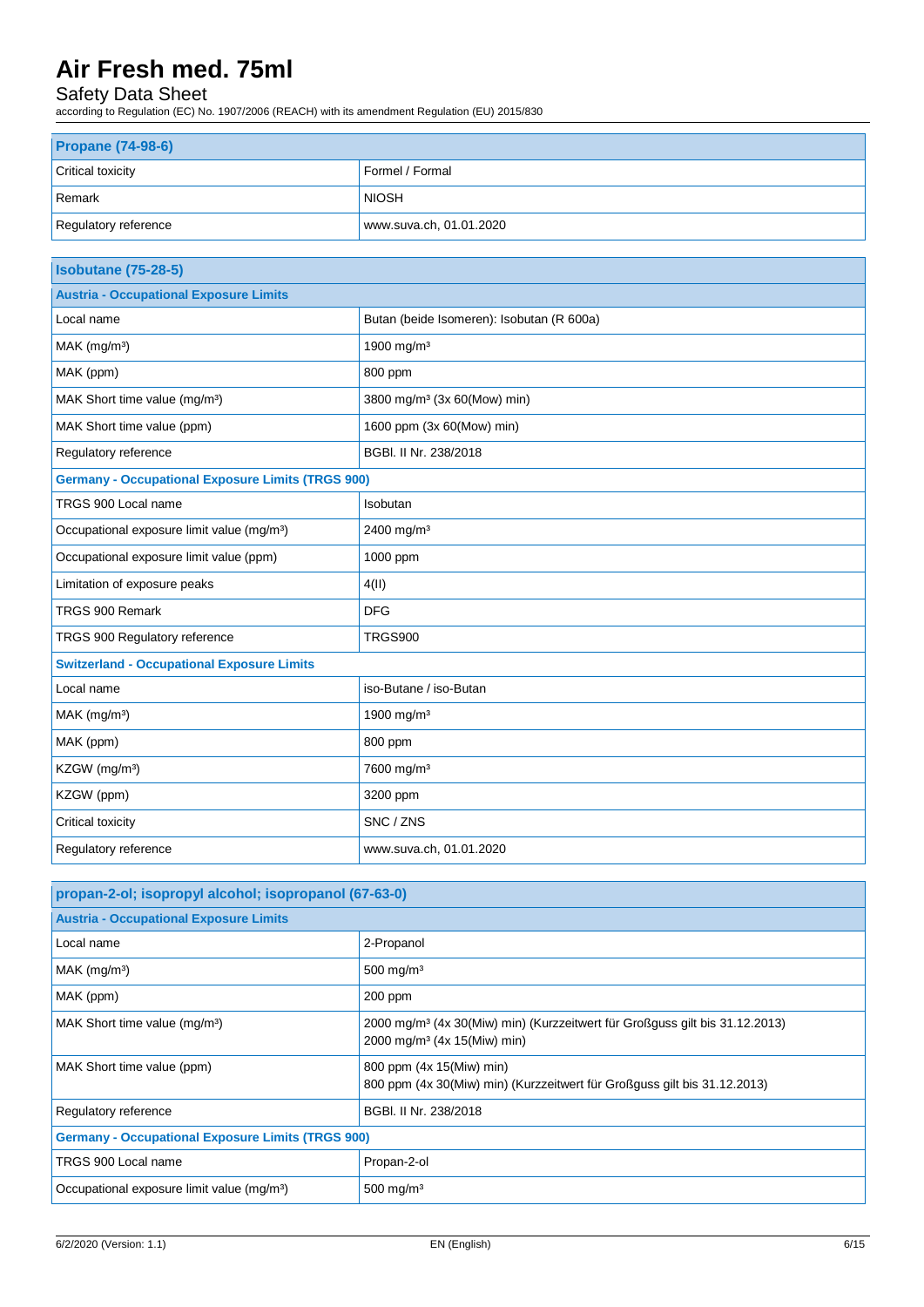| Propane (74-98-6) | |
|---|---|
| Critical toxicity | Formel / Formal |
| Remark | NIOSH |
| Regulatory reference | www.suva.ch, 01.01.2020 |

| Isobutane (75-28-5) | |
|---|---|
| **Austria - Occupational Exposure Limits** | |
| Local name | Butan (beide Isomeren): Isobutan (R 600a) |
| MAK (mg/m³) | 1900 mg/m³ |
| MAK (ppm) | 800 ppm |
| MAK Short time value (mg/m³) | 3800 mg/m³ (3x 60(Mow) min) |
| MAK Short time value (ppm) | 1600 ppm (3x 60(Mow) min) |
| Regulatory reference | BGBl. II Nr. 238/2018 |
| **Germany - Occupational Exposure Limits (TRGS 900)** | |
| TRGS 900 Local name | Isobutan |
| Occupational exposure limit value (mg/m³) | 2400 mg/m³ |
| Occupational exposure limit value (ppm) | 1000 ppm |
| Limitation of exposure peaks | 4(II) |
| TRGS 900 Remark | DFG |
| TRGS 900 Regulatory reference | TRGS900 |
| **Switzerland - Occupational Exposure Limits** | |
| Local name | iso-Butane / iso-Butan |
| MAK (mg/m³) | 1900 mg/m³ |
| MAK (ppm) | 800 ppm |
| KZGW (mg/m³) | 7600 mg/m³ |
| KZGW (ppm) | 3200 ppm |
| Critical toxicity | SNC / ZNS |
| Regulatory reference | www.suva.ch, 01.01.2020 |

| propan-2-ol; isopropyl alcohol; isopropanol (67-63-0) | |
|---|---|
| **Austria - Occupational Exposure Limits** | |
| Local name | 2-Propanol |
| MAK (mg/m³) | 500 mg/m³ |
| MAK (ppm) | 200 ppm |
| MAK Short time value (mg/m³) | 2000 mg/m³ (4x 30(Miw) min) (Kurzzeitwert für Großguss gilt bis 31.12.2013)<br>2000 mg/m³ (4x 15(Miw) min) |
| MAK Short time value (ppm) | 800 ppm (4x 15(Miw) min)<br>800 ppm (4x 30(Miw) min) (Kurzzeitwert für Großguss gilt bis 31.12.2013) |
| Regulatory reference | BGBl. II Nr. 238/2018 |
| **Germany - Occupational Exposure Limits (TRGS 900)** | |
| TRGS 900 Local name | Propan-2-ol |
| Occupational exposure limit value (mg/m³) | 500 mg/m³ |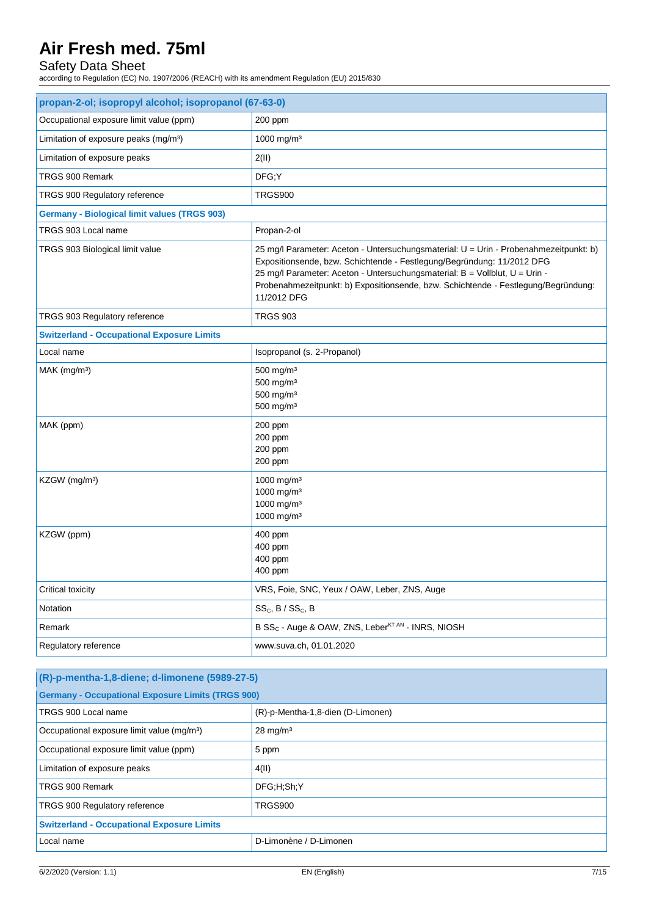| propan-2-ol; isopropyl alcohol; isopropanol (67-63-0) | |
|---|---|
| Occupational exposure limit value (ppm) | 200 ppm |
| Limitation of exposure peaks (mg/m³) | 1000 mg/m³ |
| Limitation of exposure peaks | 2(II) |
| TRGS 900 Remark | DFG;Y |
| TRGS 900 Regulatory reference | TRGS900 |
| **Germany - Biological limit values (TRGS 903)** | |
| TRGS 903 Local name | Propan-2-ol |
| TRGS 903 Biological limit value | 25 mg/l Parameter: Aceton - Untersuchungsmaterial: U = Urin - Probenahmezeitpunkt: b) Expositionsende, bzw. Schichtende - Festlegung/Begründung: 11/2012 DFG<br>25 mg/l Parameter: Aceton - Untersuchungsmaterial: B = Vollblut, U = Urin - Probenahmezeitpunkt: b) Expositionsende, bzw. Schichtende - Festlegung/Begründung: 11/2012 DFG |
| TRGS 903 Regulatory reference | TRGS 903 |
| **Switzerland - Occupational Exposure Limits** | |
| Local name | Isopropanol (s. 2-Propanol) |
| MAK (mg/m³) | 500 mg/m³<br>500 mg/m³<br>500 mg/m³<br>500 mg/m³ |
| MAK (ppm) | 200 ppm<br>200 ppm<br>200 ppm<br>200 ppm |
| KZGW (mg/m³) | 1000 mg/m³<br>1000 mg/m³<br>1000 mg/m³<br>1000 mg/m³ |
| KZGW (ppm) | 400 ppm<br>400 ppm<br>400 ppm<br>400 ppm |
| Critical toxicity | VRS, Foie, SNC, Yeux / OAW, Leber, ZNS, Auge |
| Notation | $SS_C$, B / $SS_C$, B |
| Remark | B $SS_C$ - Auge & OAW, ZNS, Leber[KT AN] - INRS, NIOSH |
| Regulatory reference | www.suva.ch, 01.01.2020 |

| (R)-p-mentha-1,8-diene; d-limonene (5989-27-5) | |
|---|---|
| **Germany - Occupational Exposure Limits (TRGS 900)** | |
| TRGS 900 Local name | (R)-p-Mentha-1,8-dien (D-Limonen) |
| Occupational exposure limit value (mg/m³) | 28 mg/m³ |
| Occupational exposure limit value (ppm) | 5 ppm |
| Limitation of exposure peaks | 4(II) |
| TRGS 900 Remark | DFG;H;Sh;Y |
| TRGS 900 Regulatory reference | TRGS900 |
| **Switzerland - Occupational Exposure Limits** | |
| Local name | D-Limonène / D-Limonen |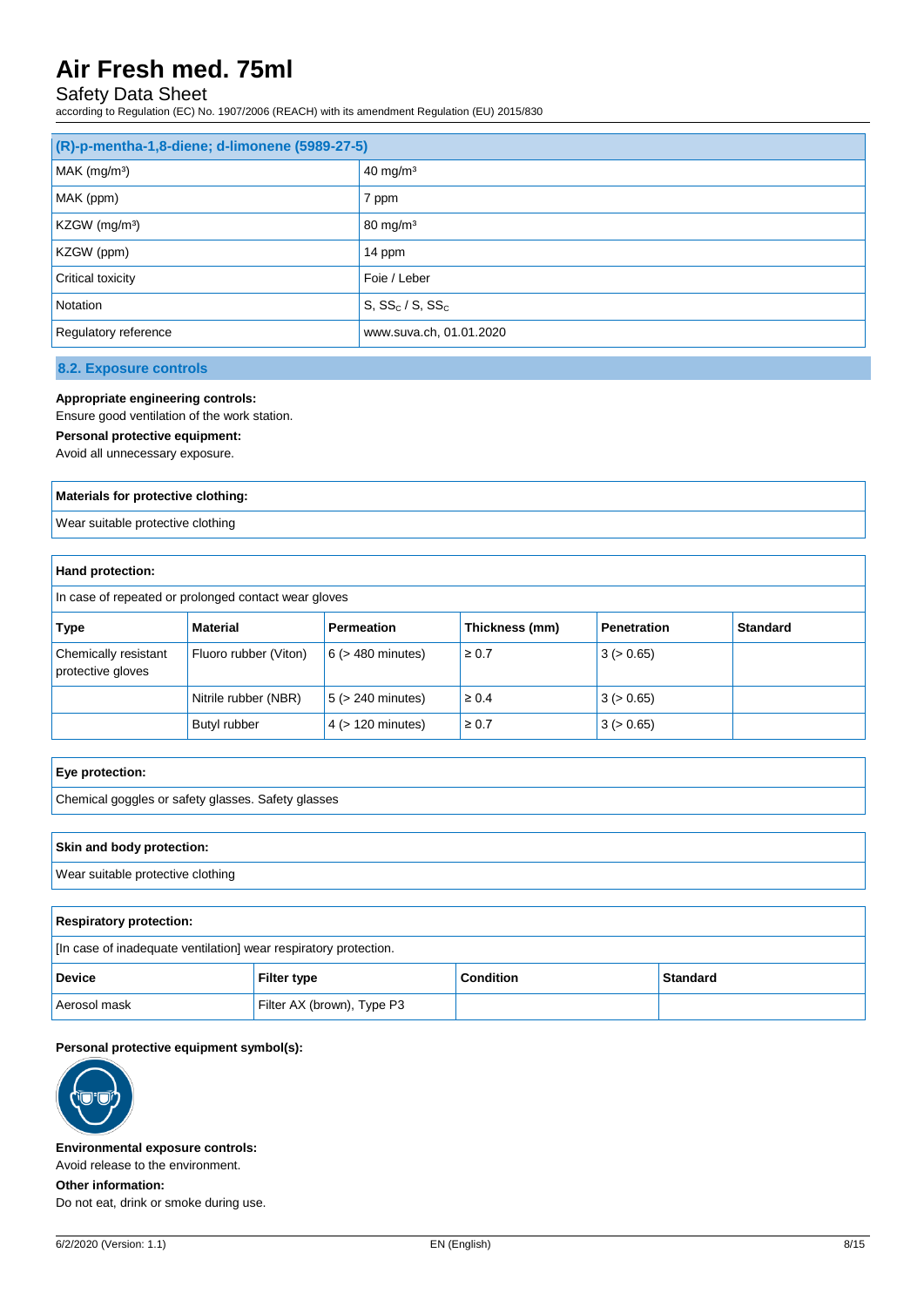| (R)-p-mentha-1,8-diene; d-limonene (5989-27-5) | |
|---|---|
| MAK ($mg/m^3$) | 40 $mg/m^3$ |
| MAK (ppm) | 7 ppm |
| KZGW ($mg/m^3$) | 80 $mg/m^3$ |
| KZGW (ppm) | 14 ppm |
| Critical toxicity | Foie / Leber |
| Notation | S, $SS_C$ / S, $SS_C$ |
| Regulatory reference | www.suva.ch, 01.01.2020 |

### 8.2. Exposure controls

**Appropriate engineering controls:**

Ensure good ventilation of the work station.

**Personal protective equipment:**

Avoid all unnecessary exposure.

| Materials for protective clothing: |
|---|
| Wear suitable protective clothing |

| Hand protection: | | | | | |
|---|---|---|---|---|---|
| In case of repeated or prolonged contact wear gloves | | | | | |
| **Type** | **Material** | **Permeation** | **Thickness (mm)** | **Penetration** | **Standard** |
| Chemically resistant protective gloves | Fluoro rubber (Viton) | 6 (> 480 minutes) | ≥ 0.7 | 3 (> 0.65) | |
| | Nitrile rubber (NBR) | 5 (> 240 minutes) | ≥ 0.4 | 3 (> 0.65) | |
| | Butyl rubber | 4 (> 120 minutes) | ≥ 0.7 | 3 (> 0.65) | |

| Eye protection: |
|---|
| Chemical goggles or safety glasses. Safety glasses |

| Skin and body protection: |
|---|
| Wear suitable protective clothing |

| Respiratory protection: | | | |
|---|---|---|---|
| [In case of inadequate ventilation] wear respiratory protection. | | | |
| **Device** | **Filter type** | **Condition** | **Standard** |
| Aerosol mask | Filter AX (brown), Type P3 | | |

**Personal protective equipment symbol(s):**

**Environmental exposure controls:**

Avoid release to the environment.

**Other information:**

Do not eat, drink or smoke during use.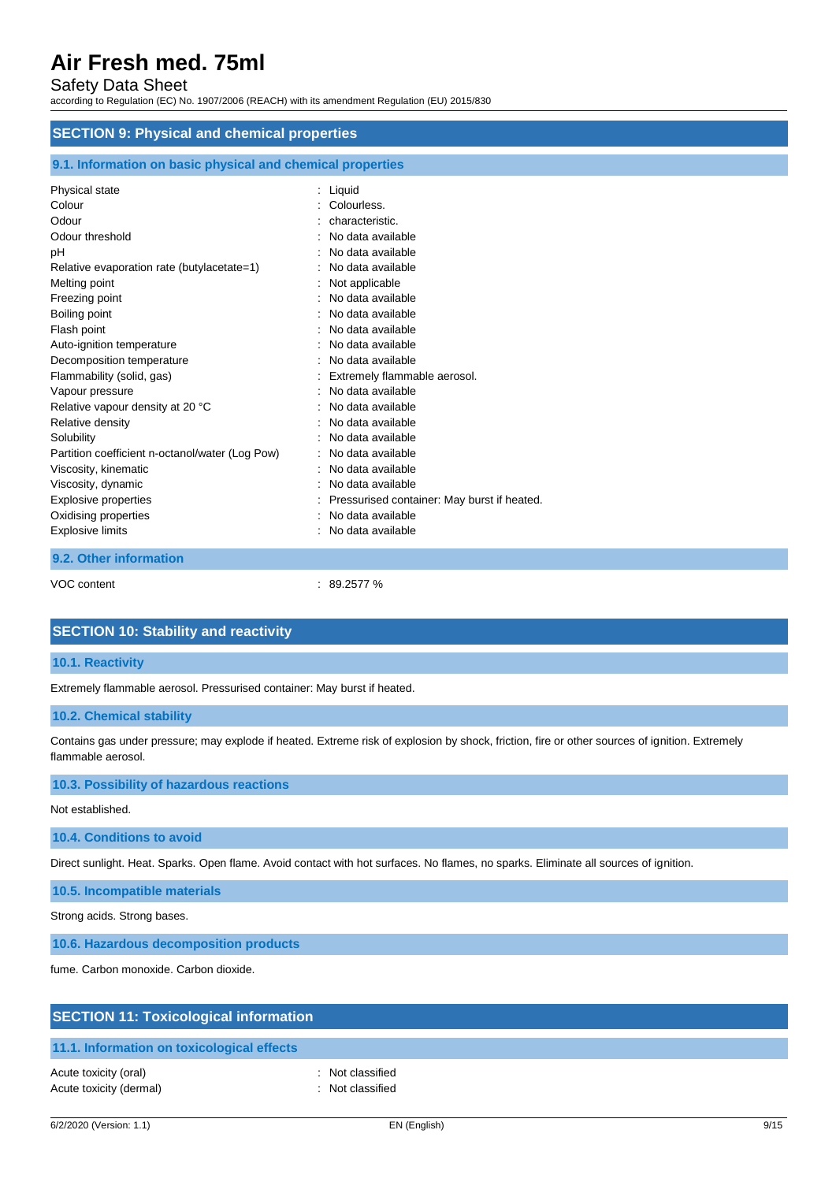## SECTION 9: Physical and chemical properties

### 9.1. Information on basic physical and chemical properties

| | |
|---|---|
| Physical state | : Liquid |
| Colour | : Colourless. |
| Odour | : characteristic. |
| Odour threshold | : No data available |
| pH | : No data available |
| Relative evaporation rate (butylacetate=1) | : No data available |
| Melting point | : Not applicable |
| Freezing point | : No data available |
| Boiling point | : No data available |
| Flash point | : No data available |
| Auto-ignition temperature | : No data available |
| Decomposition temperature | : No data available |
| Flammability (solid, gas) | : Extremely flammable aerosol. |
| Vapour pressure | : No data available |
| Relative vapour density at 20 °C | : No data available |
| Relative density | : No data available |
| Solubility | : No data available |
| Partition coefficient n-octanol/water (Log Pow) | : No data available |
| Viscosity, kinematic | : No data available |
| Viscosity, dynamic | : No data available |
| Explosive properties | : Pressurised container: May burst if heated. |
| Oxidising properties | : No data available |
| Explosive limits | : No data available |

### 9.2. Other information

| | |
|---|---|
| VOC content | : 89.2577 % |

## SECTION 10: Stability and reactivity

### 10.1. Reactivity

Extremely flammable aerosol. Pressurised container: May burst if heated.

### 10.2. Chemical stability

Contains gas under pressure; may explode if heated. Extreme risk of explosion by shock, friction, fire or other sources of ignition. Extremely flammable aerosol.

### 10.3. Possibility of hazardous reactions

Not established.

### 10.4. Conditions to avoid

Direct sunlight. Heat. Sparks. Open flame. Avoid contact with hot surfaces. No flames, no sparks. Eliminate all sources of ignition.

### 10.5. Incompatible materials

Strong acids. Strong bases.

### 10.6. Hazardous decomposition products

fume. Carbon monoxide. Carbon dioxide.

## SECTION 11: Toxicological information

### 11.1. Information on toxicological effects

| | |
|---|---|
| Acute toxicity (oral) | : Not classified |
| Acute toxicity (dermal) | : Not classified |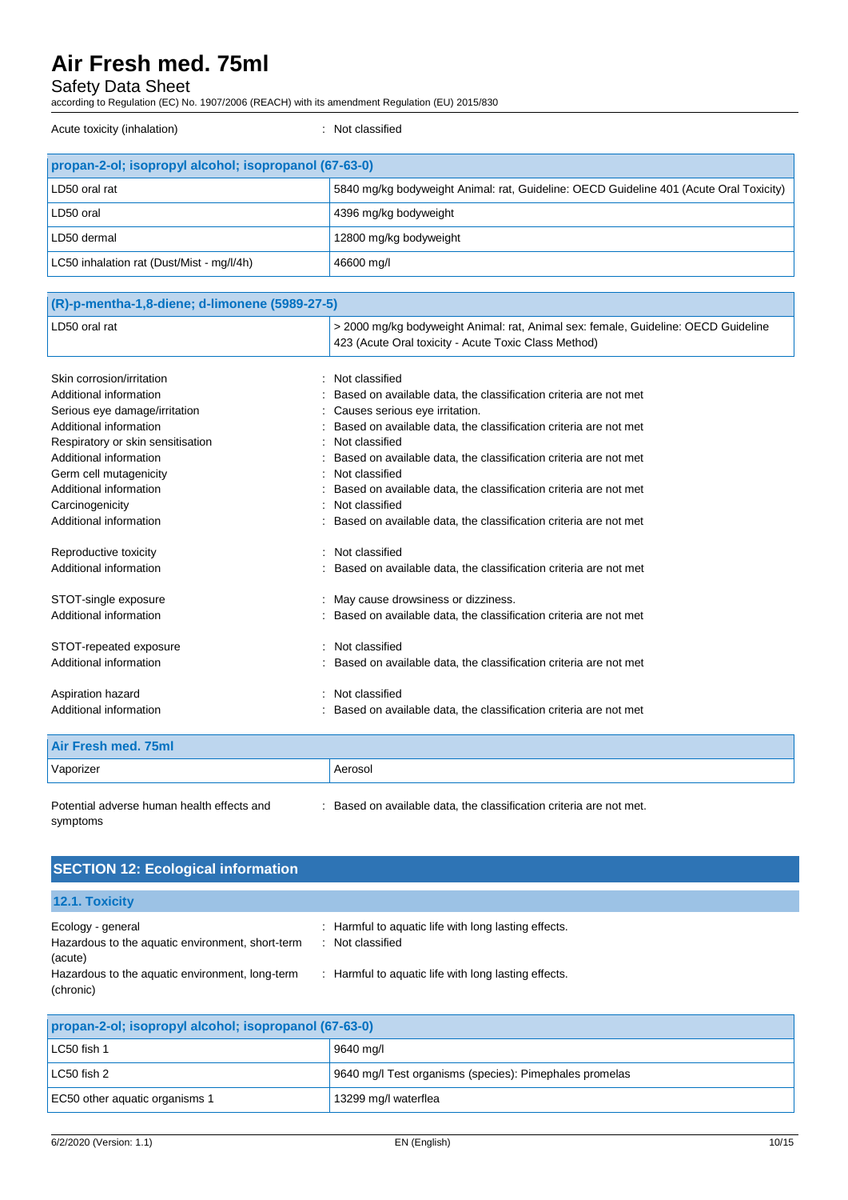Acute toxicity (inhalation) : Not classified

| propan-2-ol; isopropyl alcohol; isopropanol (67-63-0) | |
|---|---|
| LD50 oral rat | 5840 mg/kg bodyweight Animal: rat, Guideline: OECD Guideline 401 (Acute Oral Toxicity) |
| LD50 oral | 4396 mg/kg bodyweight |
| LD50 dermal | 12800 mg/kg bodyweight |
| LC50 inhalation rat (Dust/Mist - mg/l/4h) | 46600 mg/l |

| (R)-p-mentha-1,8-diene; d-limonene (5989-27-5) | |
|---|---|
| LD50 oral rat | > 2000 mg/kg bodyweight Animal: rat, Animal sex: female, Guideline: OECD Guideline 423 (Acute Oral toxicity - Acute Toxic Class Method) |

Skin corrosion/irritation : Not classified
Additional information : Based on available data, the classification criteria are not met
Serious eye damage/irritation : Causes serious eye irritation.
Additional information : Based on available data, the classification criteria are not met
Respiratory or skin sensitisation : Not classified
Additional information : Based on available data, the classification criteria are not met
Germ cell mutagenicity : Not classified
Additional information : Based on available data, the classification criteria are not met
Carcinogenicity : Not classified
Additional information : Based on available data, the classification criteria are not met

Reproductive toxicity : Not classified
Additional information : Based on available data, the classification criteria are not met

STOT-single exposure : May cause drowsiness or dizziness.
Additional information : Based on available data, the classification criteria are not met

STOT-repeated exposure : Not classified
Additional information : Based on available data, the classification criteria are not met

Aspiration hazard : Not classified
Additional information : Based on available data, the classification criteria are not met

| Air Fresh med. 75ml | |
|---|---|
| Vaporizer | Aerosol |

Potential adverse human health effects and symptoms : Based on available data, the classification criteria are not met.

## SECTION 12: Ecological information

### 12.1. Toxicity

Ecology - general : Harmful to aquatic life with long lasting effects.
Hazardous to the aquatic environment, short-term (acute) : Not classified
Hazardous to the aquatic environment, long-term (chronic) : Harmful to aquatic life with long lasting effects.

| propan-2-ol; isopropyl alcohol; isopropanol (67-63-0) | |
|---|---|
| LC50 fish 1 | 9640 mg/l |
| LC50 fish 2 | 9640 mg/l Test organisms (species): Pimephales promelas |
| EC50 other aquatic organisms 1 | 13299 mg/l waterflea |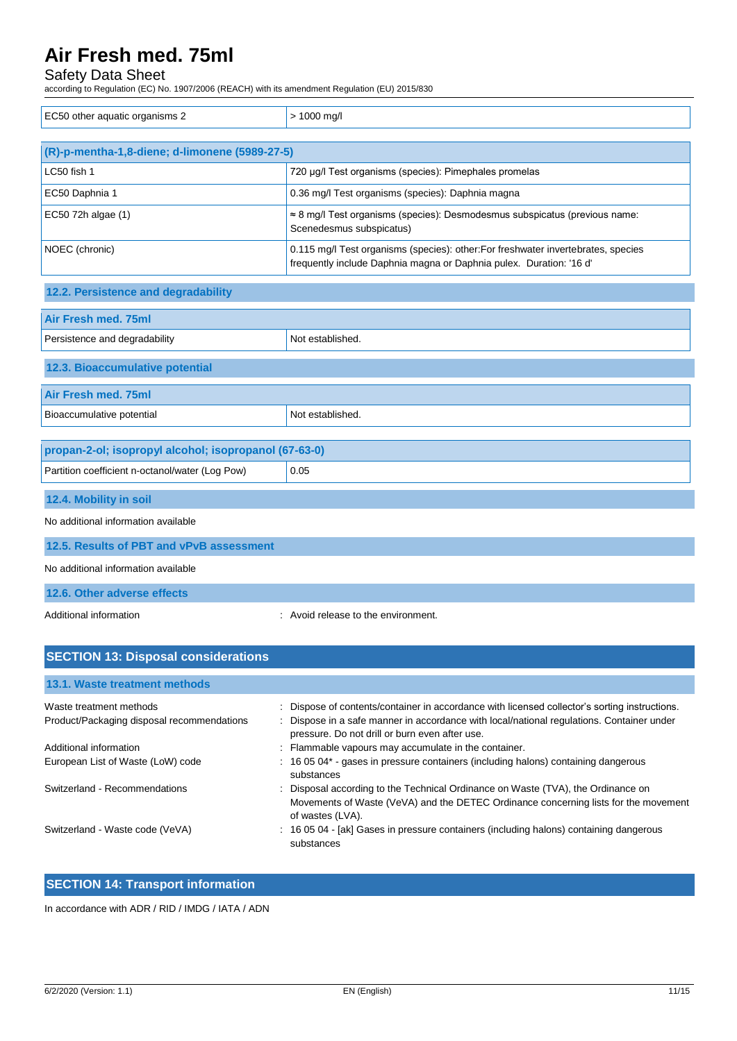| | |
|---|---|
| EC50 other aquatic organisms 2 | > 1000 mg/l |

| (R)-p-mentha-1,8-diene; d-limonene (5989-27-5) | |
|---|---|
| LC50 fish 1 | 720 µg/l Test organisms (species): Pimephales promelas |
| EC50 Daphnia 1 | 0.36 mg/l Test organisms (species): Daphnia magna |
| EC50 72h algae (1) | ≈ 8 mg/l Test organisms (species): Desmodesmus subspicatus (previous name: Scenedesmus subspicatus) |
| NOEC (chronic) | 0.115 mg/l Test organisms (species): other:For freshwater invertebrates, species frequently include Daphnia magna or Daphnia pulex. Duration: '16 d' |

### 12.2. Persistence and degradability

| Air Fresh med. 75ml | |
|---|---|
| Persistence and degradability | Not established. |

### 12.3. Bioaccumulative potential

| Air Fresh med. 75ml | |
|---|---|
| Bioaccumulative potential | Not established. |

| propan-2-ol; isopropyl alcohol; isopropanol (67-63-0) | |
|---|---|
| Partition coefficient n-octanol/water (Log Pow) | 0.05 |

### 12.4. Mobility in soil

No additional information available

### 12.5. Results of PBT and vPvB assessment

No additional information available

### 12.6. Other adverse effects

Additional information : Avoid release to the environment.

## SECTION 13: Disposal considerations

### 13.1. Waste treatment methods

Waste treatment methods : Dispose of contents/container in accordance with licensed collector's sorting instructions.

Product/Packaging disposal recommendations : Dispose in a safe manner in accordance with local/national regulations. Container under pressure. Do not drill or burn even after use.

Additional information : Flammable vapours may accumulate in the container.

European List of Waste (LoW) code : 16 05 04* - gases in pressure containers (including halons) containing dangerous substances

Switzerland - Recommendations : Disposal according to the Technical Ordinance on Waste (TVA), the Ordinance on Movements of Waste (VeVA) and the DETEC Ordinance concerning lists for the movement of wastes (LVA).

Switzerland - Waste code (VeVA) : 16 05 04 - [ak] Gases in pressure containers (including halons) containing dangerous substances

## SECTION 14: Transport information

In accordance with ADR / RID / IMDG / IATA / ADN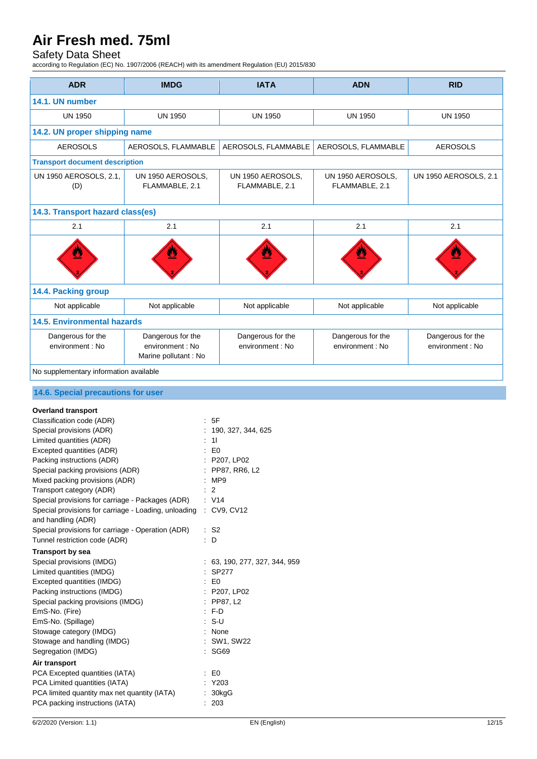| ADR | IMDG | IATA | ADN | RID |
|---|---|---|---|---|
| **14.1. UN number** | | | | |
| UN 1950 | UN 1950 | UN 1950 | UN 1950 | UN 1950 |
| **14.2. UN proper shipping name** | | | | |
| AEROSOLS | AEROSOLS, FLAMMABLE | AEROSOLS, FLAMMABLE | AEROSOLS, FLAMMABLE | AEROSOLS |
| **Transport document description** | | | | |
| UN 1950 AEROSOLS, 2.1, (D) | UN 1950 AEROSOLS, FLAMMABLE, 2.1 | UN 1950 AEROSOLS, FLAMMABLE, 2.1 | UN 1950 AEROSOLS, FLAMMABLE, 2.1 | UN 1950 AEROSOLS, 2.1 |
| **14.3. Transport hazard class(es)** | | | | |
| 2.1 | 2.1 | 2.1 | 2.1 | 2.1 |
| **14.4. Packing group** | | | | |
| Not applicable | Not applicable | Not applicable | Not applicable | Not applicable |
| **14.5. Environmental hazards** | | | | |
| Dangerous for the environment : No | Dangerous for the environment : No<br>Marine pollutant : No | Dangerous for the environment : No | Dangerous for the environment : No | Dangerous for the environment : No |
| No supplementary information available | | | | |

### 14.6. Special precautions for user

**Overland transport**

Classification code (ADR) : 5F
Special provisions (ADR) : 190, 327, 344, 625
Limited quantities (ADR) : 1l
Excepted quantities (ADR) : E0
Packing instructions (ADR) : P207, LP02
Special packing provisions (ADR) : PP87, RR6, L2
Mixed packing provisions (ADR) : MP9
Transport category (ADR) : 2
Special provisions for carriage - Packages (ADR) : V14
Special provisions for carriage - Loading, unloading and handling (ADR) : CV9, CV12
Special provisions for carriage - Operation (ADR) : S2
Tunnel restriction code (ADR) : D

**Transport by sea**

Special provisions (IMDG) : 63, 190, 277, 327, 344, 959
Limited quantities (IMDG) : SP277
Excepted quantities (IMDG) : E0
Packing instructions (IMDG) : P207, LP02
Special packing provisions (IMDG) : PP87, L2
EmS-No. (Fire) : F-D
EmS-No. (Spillage) : S-U
Stowage category (IMDG) : None
Stowage and handling (IMDG) : SW1, SW22
Segregation (IMDG) : SG69

**Air transport**

PCA Excepted quantities (IATA) : E0
PCA Limited quantities (IATA) : Y203
PCA limited quantity max net quantity (IATA) : 30kgG
PCA packing instructions (IATA) : 203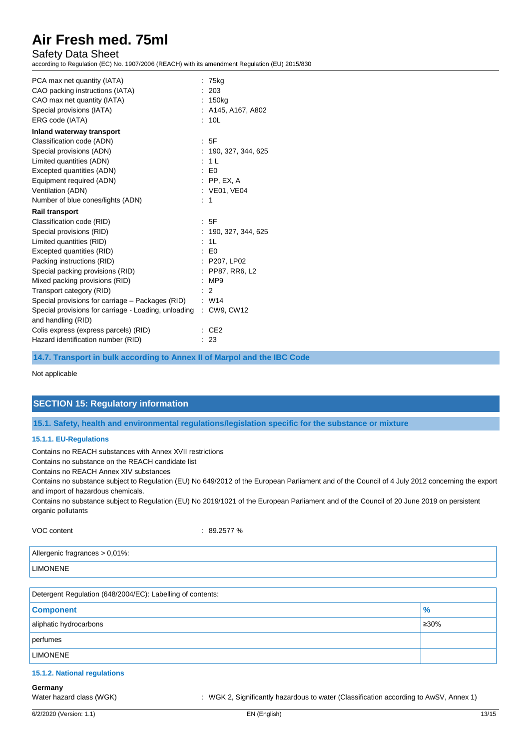PCA max net quantity (IATA) : 75kg
CAO packing instructions (IATA) : 203
CAO max net quantity (IATA) : 150kg
Special provisions (IATA) : A145, A167, A802
ERG code (IATA) : 10L

**Inland waterway transport**

Classification code (ADN) : 5F
Special provisions (ADN) : 190, 327, 344, 625
Limited quantities (ADN) : 1 L
Excepted quantities (ADN) : E0
Equipment required (ADN) : PP, EX, A
Ventilation (ADN) : VE01, VE04
Number of blue cones/lights (ADN) : 1

**Rail transport**

Classification code (RID) : 5F
Special provisions (RID) : 190, 327, 344, 625
Limited quantities (RID) : 1L
Excepted quantities (RID) : E0
Packing instructions (RID) : P207, LP02
Special packing provisions (RID) : PP87, RR6, L2
Mixed packing provisions (RID) : MP9
Transport category (RID) : 2
Special provisions for carriage – Packages (RID) : W14
Special provisions for carriage - Loading, unloading and handling (RID) : CW9, CW12
Colis express (express parcels) (RID) : CE2
Hazard identification number (RID) : 23

### 14.7. Transport in bulk according to Annex II of Marpol and the IBC Code

Not applicable

## SECTION 15: Regulatory information

### 15.1. Safety, health and environmental regulations/legislation specific for the substance or mixture

#### 15.1.1. EU-Regulations

Contains no REACH substances with Annex XVII restrictions
Contains no substance on the REACH candidate list
Contains no REACH Annex XIV substances
Contains no substance subject to Regulation (EU) No 649/2012 of the European Parliament and of the Council of 4 July 2012 concerning the export and import of hazardous chemicals.
Contains no substance subject to Regulation (EU) No 2019/1021 of the European Parliament and of the Council of 20 June 2019 on persistent organic pollutants

VOC content : 89.2577 %

| Allergenic fragrances > 0,01%: |
|---|
| LIMONENE |

Detergent Regulation (648/2004/EC): Labelling of contents:

| Component | % |
|---|---|
| aliphatic hydrocarbons | ≥30% |
| perfumes | |
| LIMONENE | |

#### 15.1.2. National regulations

**Germany**

Water hazard class (WGK) : WGK 2, Significantly hazardous to water (Classification according to AwSV, Annex 1)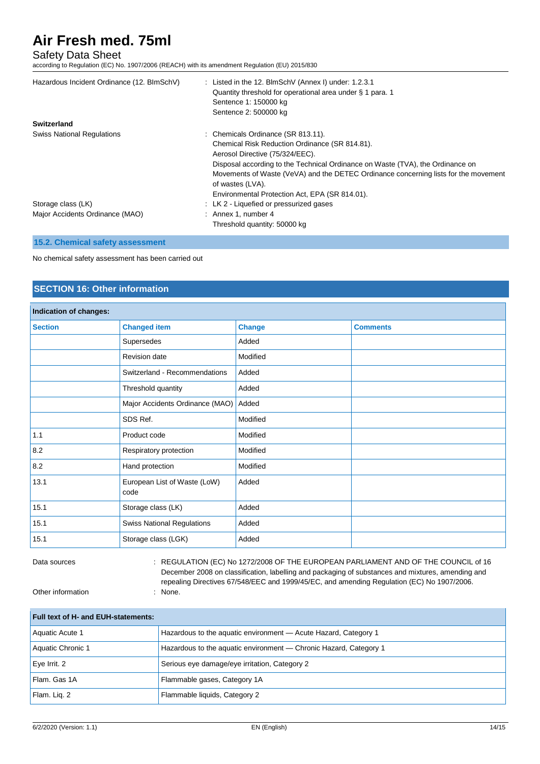| | |
|---|---|
| Hazardous Incident Ordinance (12. BImSchV) | : Listed in the 12. BImSchV (Annex I) under: 1.2.3.1<br>Quantity threshold for operational area under § 1 para. 1<br>Sentence 1: 150000 kg<br>Sentence 2: 500000 kg |

**Switzerland**

| | |
|---|---|
| Swiss National Regulations | : Chemicals Ordinance (SR 813.11).<br>Chemical Risk Reduction Ordinance (SR 814.81).<br>Aerosol Directive (75/324/EEC).<br>Disposal according to the Technical Ordinance on Waste (TVA), the Ordinance on Movements of Waste (VeVA) and the DETEC Ordinance concerning lists for the movement of wastes (LVA).<br>Environmental Protection Act, EPA (SR 814.01). |
| Storage class (LK) | : LK 2 - Liquefied or pressurized gases |
| Major Accidents Ordinance (MAO) | : Annex 1, number 4<br>Threshold quantity: 50000 kg |

### 15.2. Chemical safety assessment

No chemical safety assessment has been carried out

## SECTION 16: Other information

**Indication of changes:**

| Section | Changed item | Change | Comments |
|---|---|---|---|
| | Supersedes | Added | |
| | Revision date | Modified | |
| | Switzerland - Recommendations | Added | |
| | Threshold quantity | Added | |
| | Major Accidents Ordinance (MAO) | Added | |
| | SDS Ref. | Modified | |
| 1.1 | Product code | Modified | |
| 8.2 | Respiratory protection | Modified | |
| 8.2 | Hand protection | Modified | |
| 13.1 | European List of Waste (LoW) code | Added | |
| 15.1 | Storage class (LK) | Added | |
| 15.1 | Swiss National Regulations | Added | |
| 15.1 | Storage class (LGK) | Added | |

| | |
|---|---|
| Data sources | : REGULATION (EC) No 1272/2008 OF THE EUROPEAN PARLIAMENT AND OF THE COUNCIL of 16 December 2008 on classification, labelling and packaging of substances and mixtures, amending and repealing Directives 67/548/EEC and 1999/45/EC, and amending Regulation (EC) No 1907/2006. |
| Other information | : None. |

**Full text of H- and EUH-statements:**

| | |
|---|---|
| Aquatic Acute 1 | Hazardous to the aquatic environment — Acute Hazard, Category 1 |
| Aquatic Chronic 1 | Hazardous to the aquatic environment — Chronic Hazard, Category 1 |
| Eye Irrit. 2 | Serious eye damage/eye irritation, Category 2 |
| Flam. Gas 1A | Flammable gases, Category 1A |
| Flam. Liq. 2 | Flammable liquids, Category 2 |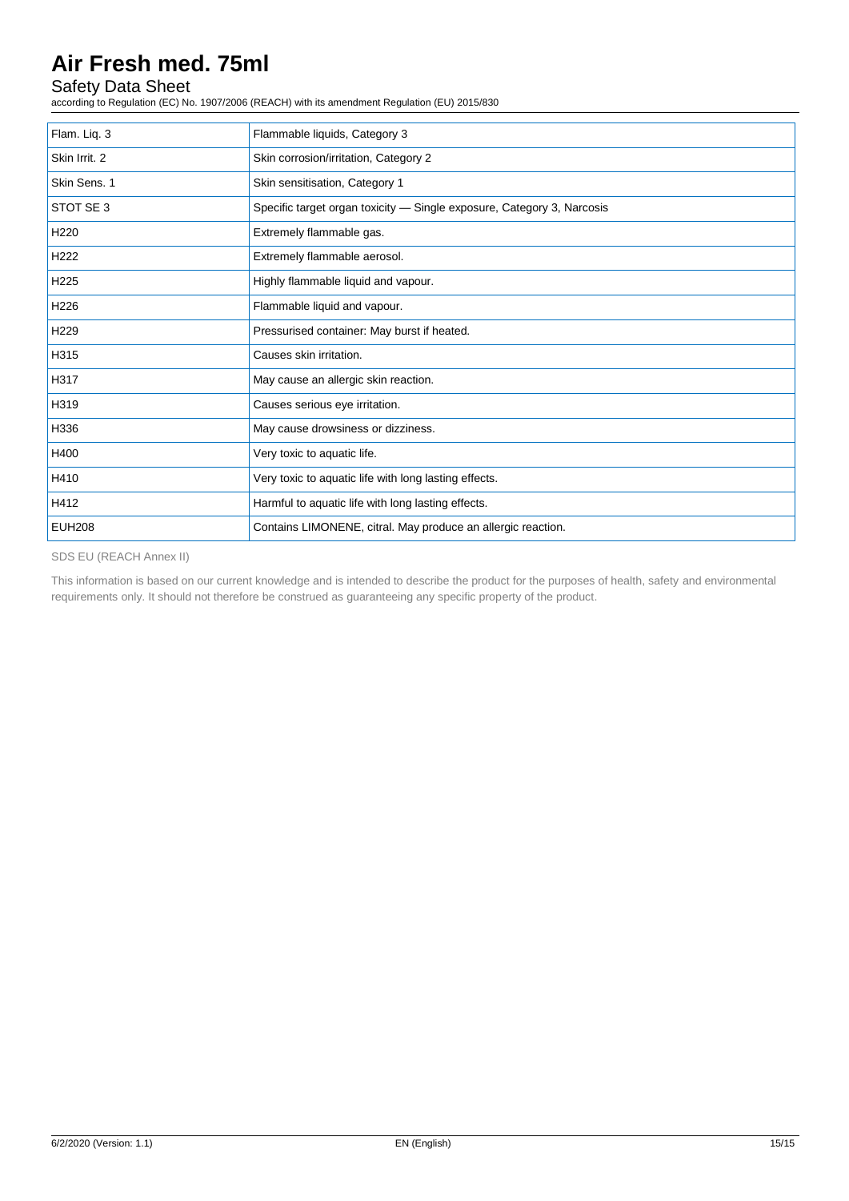| | |
|---|---|
| Flam. Liq. 3 | Flammable liquids, Category 3 |
| Skin Irrit. 2 | Skin corrosion/irritation, Category 2 |
| Skin Sens. 1 | Skin sensitisation, Category 1 |
| STOT SE 3 | Specific target organ toxicity — Single exposure, Category 3, Narcosis |
| H220 | Extremely flammable gas. |
| H222 | Extremely flammable aerosol. |
| H225 | Highly flammable liquid and vapour. |
| H226 | Flammable liquid and vapour. |
| H229 | Pressurised container: May burst if heated. |
| H315 | Causes skin irritation. |
| H317 | May cause an allergic skin reaction. |
| H319 | Causes serious eye irritation. |
| H336 | May cause drowsiness or dizziness. |
| H400 | Very toxic to aquatic life. |
| H410 | Very toxic to aquatic life with long lasting effects. |
| H412 | Harmful to aquatic life with long lasting effects. |
| EUH208 | Contains LIMONENE, citral. May produce an allergic reaction. |

SDS EU (REACH Annex II)

This information is based on our current knowledge and is intended to describe the product for the purposes of health, safety and environmental requirements only. It should not therefore be construed as guaranteeing any specific property of the product.